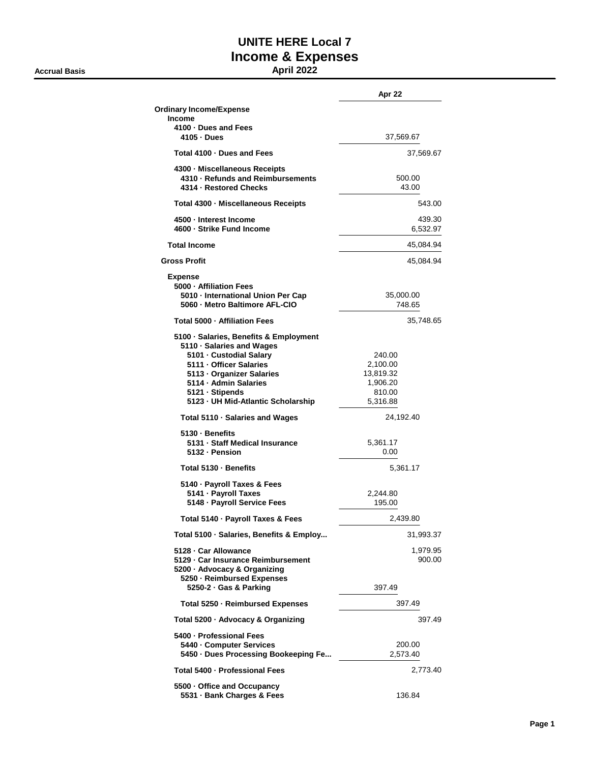# UNITE HERE Local 7
## Income & Expenses
### April 2022

**Accrual Basis**

| | Apr 22 | |
|---|---|---|
| **Ordinary Income/Expense** | | |
| **Income** | | |
| **4100 · Dues and Fees** | | |
| **4105 · Dues** | 37,569.67 | |
| **Total 4100 · Dues and Fees** | | 37,569.67 |
| **4300 · Miscellaneous Receipts** | | |
| **4310 · Refunds and Reimbursements** | 500.00 | |
| **4314 · Restored Checks** | 43.00 | |
| **Total 4300 · Miscellaneous Receipts** | | 543.00 |
| **4500 · Interest Income** | | 439.30 |
| **4600 · Strike Fund Income** | | 6,532.97 |
| **Total Income** | | 45,084.94 |
| **Gross Profit** | | 45,084.94 |
| **Expense** | | |
| **5000 · Affiliation Fees** | | |
| **5010 · International Union Per Cap** | 35,000.00 | |
| **5060 · Metro Baltimore AFL-CIO** | 748.65 | |
| **Total 5000 · Affiliation Fees** | | 35,748.65 |
| **5100 · Salaries, Benefits & Employment** | | |
| **5110 · Salaries and Wages** | | |
| **5101 · Custodial Salary** | 240.00 | |
| **5111 · Officer Salaries** | 2,100.00 | |
| **5113 · Organizer Salaries** | 13,819.32 | |
| **5114 · Admin Salaries** | 1,906.20 | |
| **5121 · Stipends** | 810.00 | |
| **5123 · UH Mid-Atlantic Scholarship** | 5,316.88 | |
| **Total 5110 · Salaries and Wages** | 24,192.40 | |
| **5130 · Benefits** | | |
| **5131 · Staff Medical Insurance** | 5,361.17 | |
| **5132 · Pension** | 0.00 | |
| **Total 5130 · Benefits** | 5,361.17 | |
| **5140 · Payroll Taxes & Fees** | | |
| **5141 · Payroll Taxes** | 2,244.80 | |
| **5148 · Payroll Service Fees** | 195.00 | |
| **Total 5140 · Payroll Taxes & Fees** | 2,439.80 | |
| **Total 5100 · Salaries, Benefits & Employ...** | | 31,993.37 |
| **5128 · Car Allowance** | | 1,979.95 |
| **5129 · Car Insurance Reimbursement** | | 900.00 |
| **5200 · Advocacy & Organizing** | | |
| **5250 · Reimbursed Expenses** | | |
| **5250-2 · Gas & Parking** | 397.49 | |
| **Total 5250 · Reimbursed Expenses** | 397.49 | |
| **Total 5200 · Advocacy & Organizing** | | 397.49 |
| **5400 · Professional Fees** | | |
| **5440 · Computer Services** | 200.00 | |
| **5450 · Dues Processing Bookeeping Fe...** | 2,573.40 | |
| **Total 5400 · Professional Fees** | | 2,773.40 |
| **5500 · Office and Occupancy** | | |
| **5531 · Bank Charges & Fees** | 136.84 | |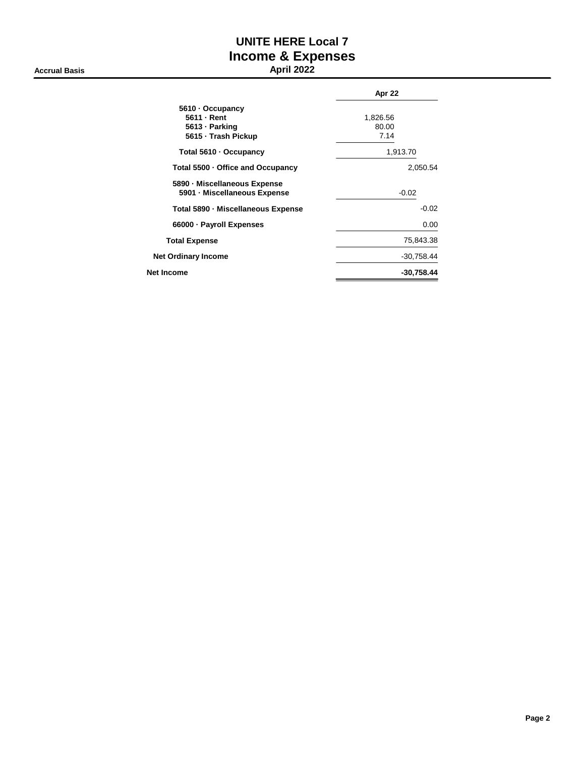# UNITE HERE Local 7
## Income & Expenses
### April 2022

**Accrual Basis**

| | Apr 22 |
|---|---|
| **5610 · Occupancy** | |
| **5611 · Rent** | 1,826.56 |
| **5613 · Parking** | 80.00 |
| **5615 · Trash Pickup** | 7.14 |
| **Total 5610 · Occupancy** | 1,913.70 |
| **Total 5500 · Office and Occupancy** | 2,050.54 |
| **5890 · Miscellaneous Expense** | |
| **5901 · Miscellaneous Expense** | -0.02 |
| **Total 5890 · Miscellaneous Expense** | -0.02 |
| **66000 · Payroll Expenses** | 0.00 |
| **Total Expense** | 75,843.38 |
| **Net Ordinary Income** | -30,758.44 |
| **Net Income** | **-30,758.44** |